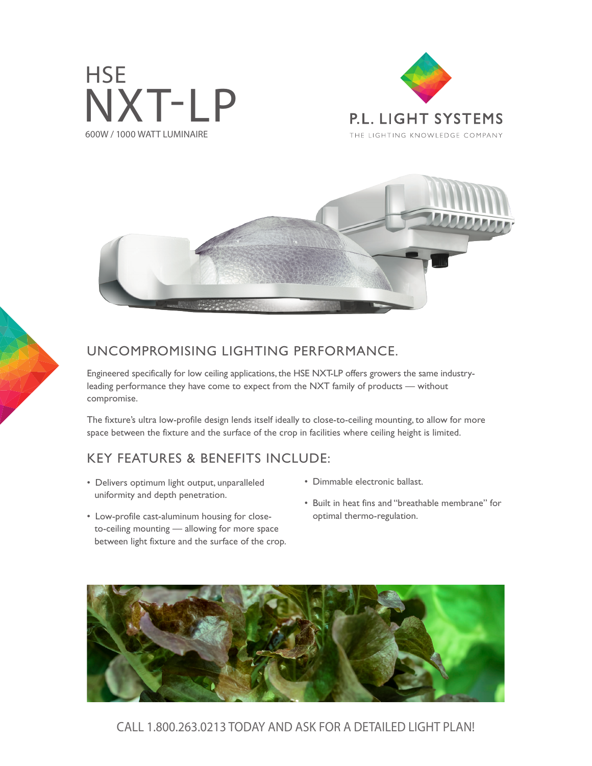# HSE NXT-LP

600W / 1000 WATT LUMINAIRE

P.L. LIGHT SYSTEMS

THE LIGHTING KNOWLEDGE COMPANY

## UNCOMPROMISING LIGHTING PERFORMANCE.

Engineered specifically for low ceiling applications, the HSE NXT-LP offers growers the same industry-leading performance they have come to expect from the NXT family of products — without compromise.

The fixture's ultra low-profile design lends itself ideally to close-to-ceiling mounting, to allow for more space between the fixture and the surface of the crop in facilities where ceiling height is limited.

## KEY FEATURES & BENEFITS INCLUDE:

- Delivers optimum light output, unparalleled uniformity and depth penetration.
- Low-profile cast-aluminum housing for close-to-ceiling mounting — allowing for more space between light fixture and the surface of the crop.
- Dimmable electronic ballast.
- Built in heat fins and "breathable membrane" for optimal thermo-regulation.

CALL 1.800.263.0213 TODAY AND ASK FOR A DETAILED LIGHT PLAN!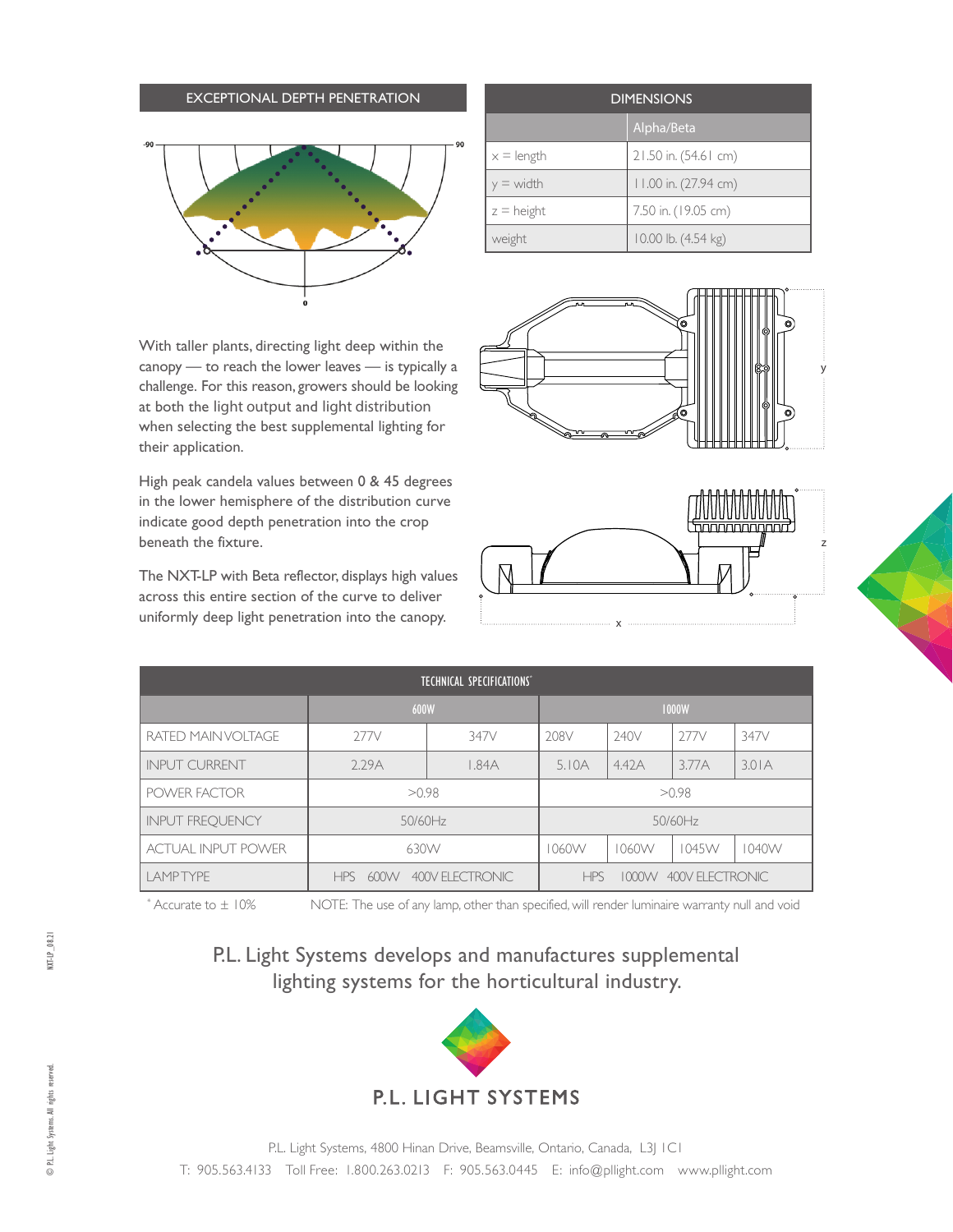## EXCEPTIONAL DEPTH PENETRATION

-90

90

0

With taller plants, directing light deep within the canopy — to reach the lower leaves — is typically a challenge. For this reason, growers should be looking at both the light output and light distribution when selecting the best supplemental lighting for their application.

High peak candela values between 0 & 45 degrees in the lower hemisphere of the distribution curve indicate good depth penetration into the crop beneath the fixture.

The NXT-LP with Beta reflector, displays high values across this entire section of the curve to deliver uniformly deep light penetration into the canopy.

| DIMENSIONS | |
|---|---|
| | Alpha/Beta |
| x = length | 21.50 in. (54.61 cm) |
| y = width | 11.00 in. (27.94 cm) |
| z = height | 7.50 in. (19.05 cm) |
| weight | 10.00 lb. (4.54 kg) |

y

z

x

| TECHNICAL SPECIFICATIONS* | | | | | | |
|---|---|---|---|---|---|---|
| | 600W | | 1000W | | | |
| RATED MAIN VOLTAGE | 277V | 347V | 208V | 240V | 277V | 347V |
| INPUT CURRENT | 2.29A | 1.84A | 5.10A | 4.42A | 3.77A | 3.01A |
| POWER FACTOR | >0.98 | | >0.98 | | | |
| INPUT FREQUENCY | 50/60Hz | | 50/60Hz | | | |
| ACTUAL INPUT POWER | 630W | | 1060W | 1060W | 1045W | 1040W |
| LAMP TYPE | HPS 600W 400V ELECTRONIC | | HPS 1000W 400V ELECTRONIC | | | |

* Accurate to ± 10%     NOTE: The use of any lamp, other than specified, will render luminaire warranty null and void

P.L. Light Systems develops and manufactures supplemental lighting systems for the horticultural industry.

**P.L. LIGHT SYSTEMS**

P.L. Light Systems, 4800 Hinan Drive, Beamsville, Ontario, Canada, L3J 1C1
T: 905.563.4133 Toll Free: 1.800.263.0213 F: 905.563.0445 E: info@pllight.com www.pllight.com

NXT-LP_08.21

© P.L. Light Systems. All rights reserved.